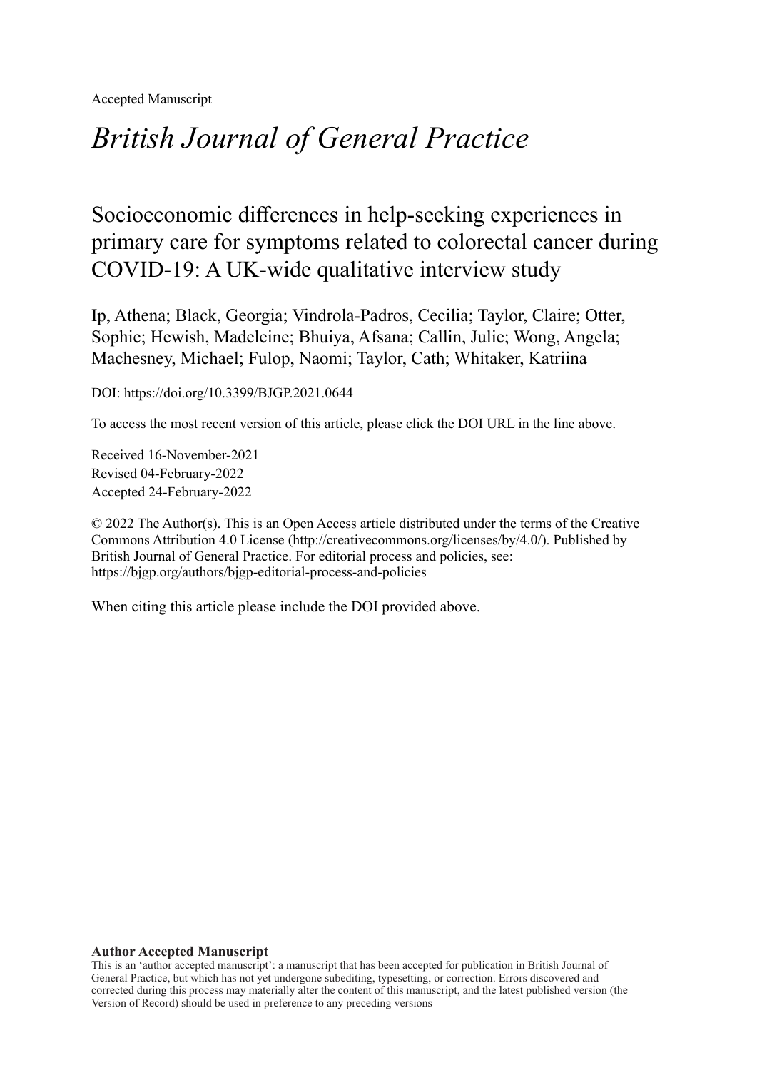Accepted Manuscript

# *British Journal of General Practice*

## Socioeconomic differences in help-seeking experiences in primary care for symptoms related to colorectal cancer during COVID-19: A UK-wide qualitative interview study

Ip, Athena; Black, Georgia; Vindrola-Padros, Cecilia; Taylor, Claire; Otter, Sophie; Hewish, Madeleine; Bhuiya, Afsana; Callin, Julie; Wong, Angela; Machesney, Michael; Fulop, Naomi; Taylor, Cath; Whitaker, Katriina

DOI: https://doi.org/10.3399/BJGP.2021.0644

To access the most recent version of this article, please click the DOI URL in the line above.

Received 16-November-2021
Revised 04-February-2022
Accepted 24-February-2022

© 2022 The Author(s). This is an Open Access article distributed under the terms of the Creative Commons Attribution 4.0 License (http://creativecommons.org/licenses/by/4.0/). Published by British Journal of General Practice. For editorial process and policies, see: https://bjgp.org/authors/bjgp-editorial-process-and-policies

When citing this article please include the DOI provided above.

**Author Accepted Manuscript**

This is an 'author accepted manuscript': a manuscript that has been accepted for publication in British Journal of General Practice, but which has not yet undergone subediting, typesetting, or correction. Errors discovered and corrected during this process may materially alter the content of this manuscript, and the latest published version (the Version of Record) should be used in preference to any preceding versions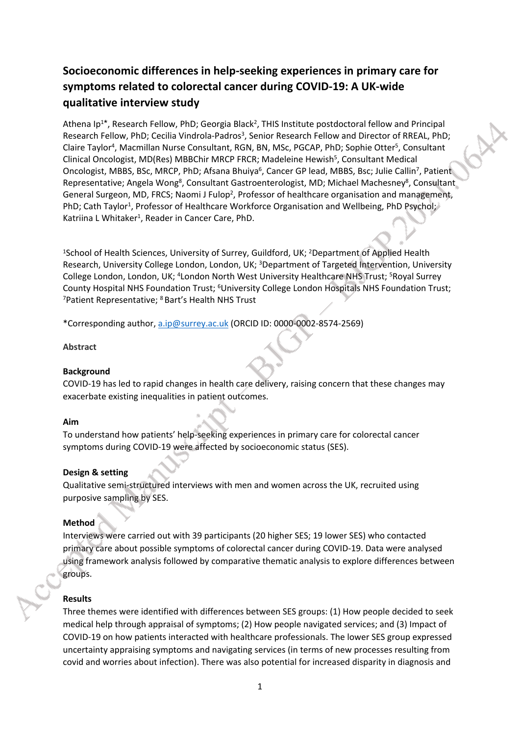# Socioeconomic differences in help-seeking experiences in primary care for symptoms related to colorectal cancer during COVID-19: A UK-wide qualitative interview study

Athena Ip[1]*, Research Fellow, PhD; Georgia Black[2], THIS Institute postdoctoral fellow and Principal Research Fellow, PhD; Cecilia Vindrola-Padros[3], Senior Research Fellow and Director of RREAL, PhD; Claire Taylor[4], Macmillan Nurse Consultant, RGN, BN, MSc, PGCAP, PhD; Sophie Otter[5], Consultant Clinical Oncologist, MD(Res) MBBChir MRCP FRCR; Madeleine Hewish[5], Consultant Medical Oncologist, MBBS, BSc, MRCP, PhD; Afsana Bhuiya[6], Cancer GP lead, MBBS, Bsc; Julie Callin[7], Patient Representative; Angela Wong[8], Consultant Gastroenterologist, MD; Michael Machesney[8], Consultant General Surgeon, MD, FRCS; Naomi J Fulop[2], Professor of healthcare organisation and management, PhD; Cath Taylor[1], Professor of Healthcare Workforce Organisation and Wellbeing, PhD Psychol; Katriina L Whitaker[1], Reader in Cancer Care, PhD.

[1]School of Health Sciences, University of Surrey, Guildford, UK; [2]Department of Applied Health Research, University College London, London, UK; [3]Department of Targeted Intervention, University College London, London, UK; [4]London North West University Healthcare NHS Trust; [5]Royal Surrey County Hospital NHS Foundation Trust; [6]University College London Hospitals NHS Foundation Trust; [7]Patient Representative; [8] Bart's Health NHS Trust

*Corresponding author, a.ip@surrey.ac.uk (ORCID ID: 0000-0002-8574-2569)

**Abstract**

**Background**

COVID-19 has led to rapid changes in health care delivery, raising concern that these changes may exacerbate existing inequalities in patient outcomes.

**Aim**

To understand how patients' help-seeking experiences in primary care for colorectal cancer symptoms during COVID-19 were affected by socioeconomic status (SES).

**Design & setting**

Qualitative semi-structured interviews with men and women across the UK, recruited using purposive sampling by SES.

**Method**

Interviews were carried out with 39 participants (20 higher SES; 19 lower SES) who contacted primary care about possible symptoms of colorectal cancer during COVID-19. Data were analysed using framework analysis followed by comparative thematic analysis to explore differences between groups.

**Results**

Three themes were identified with differences between SES groups: (1) How people decided to seek medical help through appraisal of symptoms; (2) How people navigated services; and (3) Impact of COVID-19 on how patients interacted with healthcare professionals. The lower SES group expressed uncertainty appraising symptoms and navigating services (in terms of new processes resulting from covid and worries about infection). There was also potential for increased disparity in diagnosis and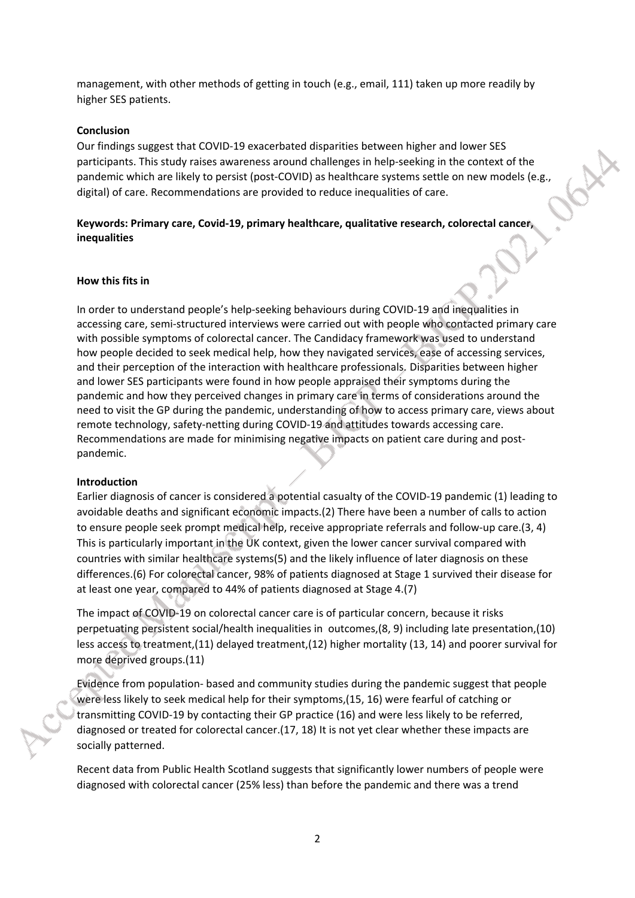management, with other methods of getting in touch (e.g., email, 111) taken up more readily by higher SES patients.

**Conclusion**

Our findings suggest that COVID-19 exacerbated disparities between higher and lower SES participants. This study raises awareness around challenges in help-seeking in the context of the pandemic which are likely to persist (post-COVID) as healthcare systems settle on new models (e.g., digital) of care. Recommendations are provided to reduce inequalities of care.

**Keywords: Primary care, Covid-19, primary healthcare, qualitative research, colorectal cancer, inequalities**

**How this fits in**

In order to understand people's help-seeking behaviours during COVID-19 and inequalities in accessing care, semi-structured interviews were carried out with people who contacted primary care with possible symptoms of colorectal cancer. The Candidacy framework was used to understand how people decided to seek medical help, how they navigated services, ease of accessing services, and their perception of the interaction with healthcare professionals. Disparities between higher and lower SES participants were found in how people appraised their symptoms during the pandemic and how they perceived changes in primary care in terms of considerations around the need to visit the GP during the pandemic, understanding of how to access primary care, views about remote technology, safety-netting during COVID-19 and attitudes towards accessing care. Recommendations are made for minimising negative impacts on patient care during and post-pandemic.

**Introduction**

Earlier diagnosis of cancer is considered a potential casualty of the COVID-19 pandemic (1) leading to avoidable deaths and significant economic impacts.(2) There have been a number of calls to action to ensure people seek prompt medical help, receive appropriate referrals and follow-up care.(3, 4) This is particularly important in the UK context, given the lower cancer survival compared with countries with similar healthcare systems(5) and the likely influence of later diagnosis on these differences.(6) For colorectal cancer, 98% of patients diagnosed at Stage 1 survived their disease for at least one year, compared to 44% of patients diagnosed at Stage 4.(7)

The impact of COVID-19 on colorectal cancer care is of particular concern, because it risks perpetuating persistent social/health inequalities in outcomes,(8, 9) including late presentation,(10) less access to treatment,(11) delayed treatment,(12) higher mortality (13, 14) and poorer survival for more deprived groups.(11)

Evidence from population- based and community studies during the pandemic suggest that people were less likely to seek medical help for their symptoms,(15, 16) were fearful of catching or transmitting COVID-19 by contacting their GP practice (16) and were less likely to be referred, diagnosed or treated for colorectal cancer.(17, 18) It is not yet clear whether these impacts are socially patterned.

Recent data from Public Health Scotland suggests that significantly lower numbers of people were diagnosed with colorectal cancer (25% less) than before the pandemic and there was a trend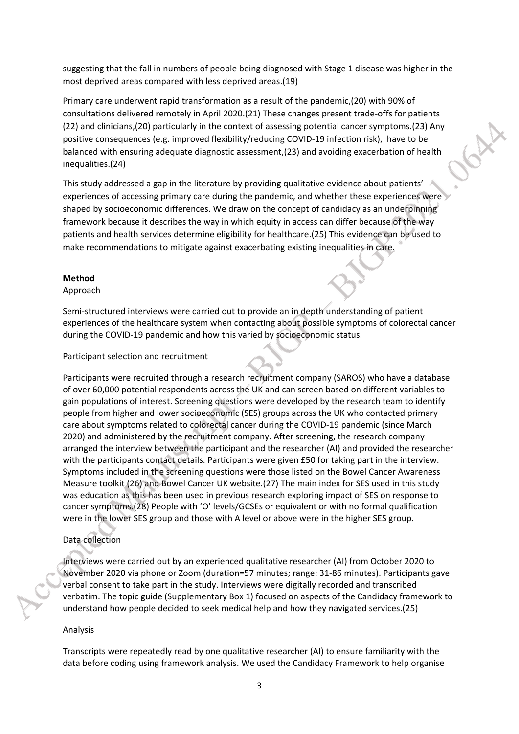suggesting that the fall in numbers of people being diagnosed with Stage 1 disease was higher in the most deprived areas compared with less deprived areas.(19)

Primary care underwent rapid transformation as a result of the pandemic,(20) with 90% of consultations delivered remotely in April 2020.(21) These changes present trade-offs for patients (22) and clinicians,(20) particularly in the context of assessing potential cancer symptoms.(23) Any positive consequences (e.g. improved flexibility/reducing COVID-19 infection risk), have to be balanced with ensuring adequate diagnostic assessment,(23) and avoiding exacerbation of health inequalities.(24)

This study addressed a gap in the literature by providing qualitative evidence about patients' experiences of accessing primary care during the pandemic, and whether these experiences were shaped by socioeconomic differences. We draw on the concept of candidacy as an underpinning framework because it describes the way in which equity in access can differ because of the way patients and health services determine eligibility for healthcare.(25) This evidence can be used to make recommendations to mitigate against exacerbating existing inequalities in care.

## Method

Approach

Semi-structured interviews were carried out to provide an in depth understanding of patient experiences of the healthcare system when contacting about possible symptoms of colorectal cancer during the COVID-19 pandemic and how this varied by socioeconomic status.

Participant selection and recruitment

Participants were recruited through a research recruitment company (SAROS) who have a database of over 60,000 potential respondents across the UK and can screen based on different variables to gain populations of interest. Screening questions were developed by the research team to identify people from higher and lower socioeconomic (SES) groups across the UK who contacted primary care about symptoms related to colorectal cancer during the COVID-19 pandemic (since March 2020) and administered by the recruitment company. After screening, the research company arranged the interview between the participant and the researcher (AI) and provided the researcher with the participants contact details. Participants were given £50 for taking part in the interview. Symptoms included in the screening questions were those listed on the Bowel Cancer Awareness Measure toolkit (26) and Bowel Cancer UK website.(27) The main index for SES used in this study was education as this has been used in previous research exploring impact of SES on response to cancer symptoms.(28) People with 'O' levels/GCSEs or equivalent or with no formal qualification were in the lower SES group and those with A level or above were in the higher SES group.

Data collection

Interviews were carried out by an experienced qualitative researcher (AI) from October 2020 to November 2020 via phone or Zoom (duration=57 minutes; range: 31-86 minutes). Participants gave verbal consent to take part in the study. Interviews were digitally recorded and transcribed verbatim. The topic guide (Supplementary Box 1) focused on aspects of the Candidacy framework to understand how people decided to seek medical help and how they navigated services.(25)

Analysis

Transcripts were repeatedly read by one qualitative researcher (AI) to ensure familiarity with the data before coding using framework analysis. We used the Candidacy Framework to help organise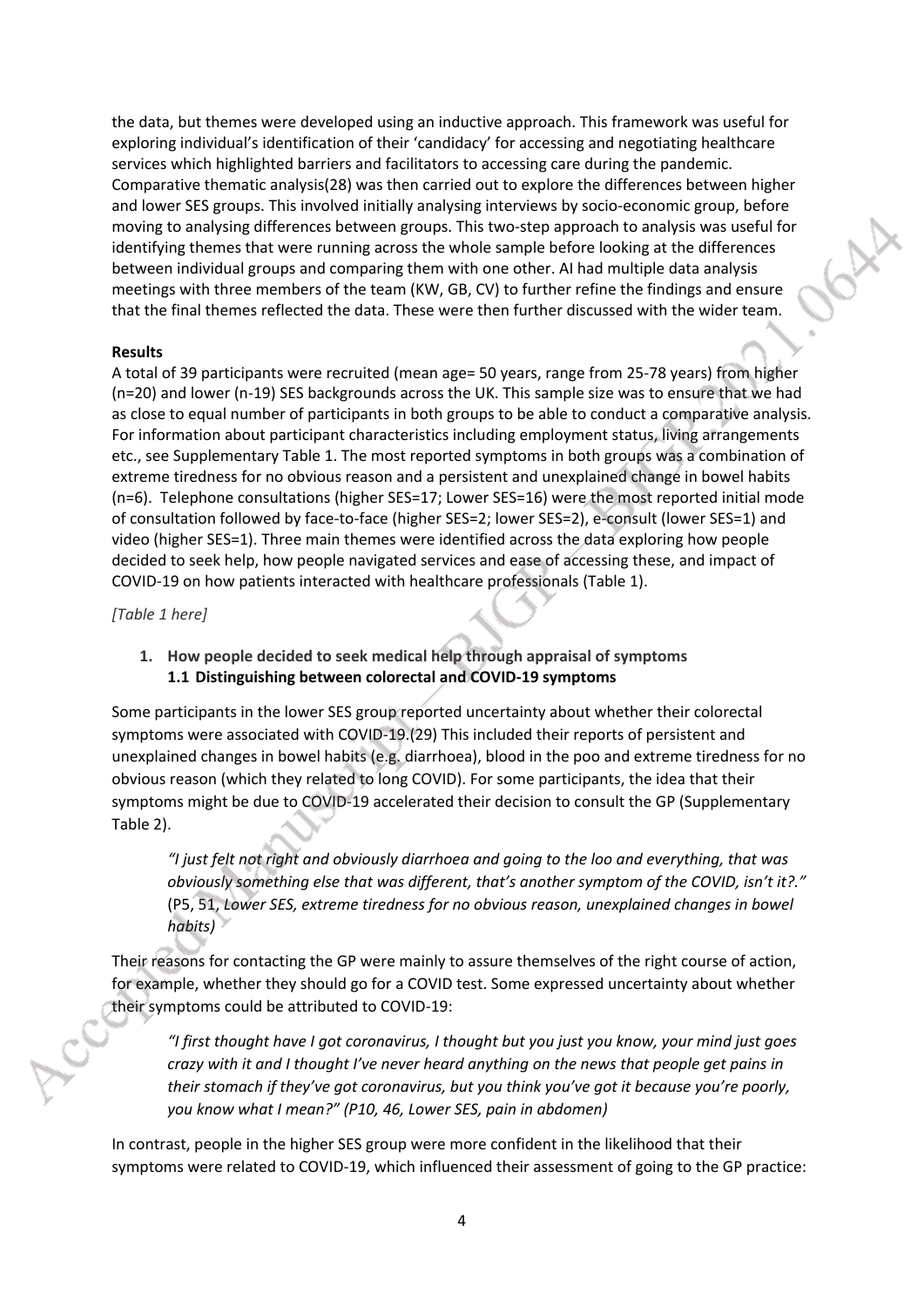the data, but themes were developed using an inductive approach. This framework was useful for exploring individual's identification of their 'candidacy' for accessing and negotiating healthcare services which highlighted barriers and facilitators to accessing care during the pandemic. Comparative thematic analysis(28) was then carried out to explore the differences between higher and lower SES groups. This involved initially analysing interviews by socio-economic group, before moving to analysing differences between groups. This two-step approach to analysis was useful for identifying themes that were running across the whole sample before looking at the differences between individual groups and comparing them with one other. AI had multiple data analysis meetings with three members of the team (KW, GB, CV) to further refine the findings and ensure that the final themes reflected the data. These were then further discussed with the wider team.

**Results**

A total of 39 participants were recruited (mean age= 50 years, range from 25-78 years) from higher (n=20) and lower (n-19) SES backgrounds across the UK. This sample size was to ensure that we had as close to equal number of participants in both groups to be able to conduct a comparative analysis. For information about participant characteristics including employment status, living arrangements etc., see Supplementary Table 1. The most reported symptoms in both groups was a combination of extreme tiredness for no obvious reason and a persistent and unexplained change in bowel habits (n=6). Telephone consultations (higher SES=17; Lower SES=16) were the most reported initial mode of consultation followed by face-to-face (higher SES=2; lower SES=2), e-consult (lower SES=1) and video (higher SES=1). Three main themes were identified across the data exploring how people decided to seek help, how people navigated services and ease of accessing these, and impact of COVID-19 on how patients interacted with healthcare professionals (Table 1).

*[Table 1 here]*

**1. How people decided to seek medical help through appraisal of symptoms**

**1.1 Distinguishing between colorectal and COVID-19 symptoms**

Some participants in the lower SES group reported uncertainty about whether their colorectal symptoms were associated with COVID-19.(29) This included their reports of persistent and unexplained changes in bowel habits (e.g. diarrhoea), blood in the poo and extreme tiredness for no obvious reason (which they related to long COVID). For some participants, the idea that their symptoms might be due to COVID-19 accelerated their decision to consult the GP (Supplementary Table 2).

> *"I just felt not right and obviously diarrhoea and going to the loo and everything, that was obviously something else that was different, that's another symptom of the COVID, isn't it?."* (P5, 51, *Lower SES, extreme tiredness for no obvious reason, unexplained changes in bowel habits)*

Their reasons for contacting the GP were mainly to assure themselves of the right course of action, for example, whether they should go for a COVID test. Some expressed uncertainty about whether their symptoms could be attributed to COVID-19:

> *"I first thought have I got coronavirus, I thought but you just you know, your mind just goes crazy with it and I thought I've never heard anything on the news that people get pains in their stomach if they've got coronavirus, but you think you've got it because you're poorly, you know what I mean?" (P10, 46, Lower SES, pain in abdomen)*

In contrast, people in the higher SES group were more confident in the likelihood that their symptoms were related to COVID-19, which influenced their assessment of going to the GP practice: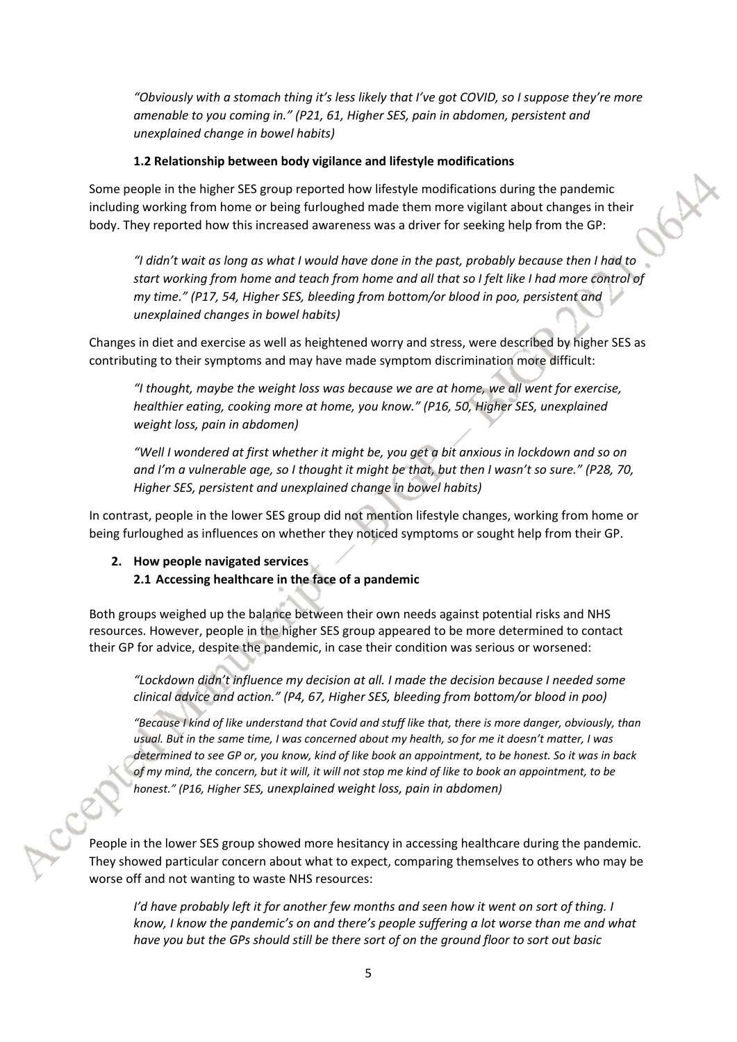*"Obviously with a stomach thing it's less likely that I've got COVID, so I suppose they're more amenable to you coming in." (P21, 61, Higher SES, pain in abdomen, persistent and unexplained change in bowel habits)*

**1.2 Relationship between body vigilance and lifestyle modifications**

Some people in the higher SES group reported how lifestyle modifications during the pandemic including working from home or being furloughed made them more vigilant about changes in their body. They reported how this increased awareness was a driver for seeking help from the GP:

> *"I didn't wait as long as what I would have done in the past, probably because then I had to start working from home and teach from home and all that so I felt like I had more control of my time." (P17, 54, Higher SES, bleeding from bottom/or blood in poo, persistent and unexplained changes in bowel habits)*

Changes in diet and exercise as well as heightened worry and stress, were described by higher SES as contributing to their symptoms and may have made symptom discrimination more difficult:

> *"I thought, maybe the weight loss was because we are at home, we all went for exercise, healthier eating, cooking more at home, you know." (P16, 50, Higher SES, unexplained weight loss, pain in abdomen)*

> *"Well I wondered at first whether it might be, you get a bit anxious in lockdown and so on and I'm a vulnerable age, so I thought it might be that, but then I wasn't so sure." (P28, 70, Higher SES, persistent and unexplained change in bowel habits)*

In contrast, people in the lower SES group did not mention lifestyle changes, working from home or being furloughed as influences on whether they noticed symptoms or sought help from their GP.

**2. How people navigated services**

**2.1 Accessing healthcare in the face of a pandemic**

Both groups weighed up the balance between their own needs against potential risks and NHS resources. However, people in the higher SES group appeared to be more determined to contact their GP for advice, despite the pandemic, in case their condition was serious or worsened:

> *"Lockdown didn't influence my decision at all. I made the decision because I needed some clinical advice and action." (P4, 67, Higher SES, bleeding from bottom/or blood in poo)*

> *"Because I kind of like understand that Covid and stuff like that, there is more danger, obviously, than usual. But in the same time, I was concerned about my health, so for me it doesn't matter, I was determined to see GP or, you know, kind of like book an appointment, to be honest. So it was in back of my mind, the concern, but it will, it will not stop me kind of like to book an appointment, to be honest." (P16, Higher SES, unexplained weight loss, pain in abdomen)*

People in the lower SES group showed more hesitancy in accessing healthcare during the pandemic. They showed particular concern about what to expect, comparing themselves to others who may be worse off and not wanting to waste NHS resources:

> *I'd have probably left it for another few months and seen how it went on sort of thing. I know, I know the pandemic's on and there's people suffering a lot worse than me and what have you but the GPs should still be there sort of on the ground floor to sort out basic*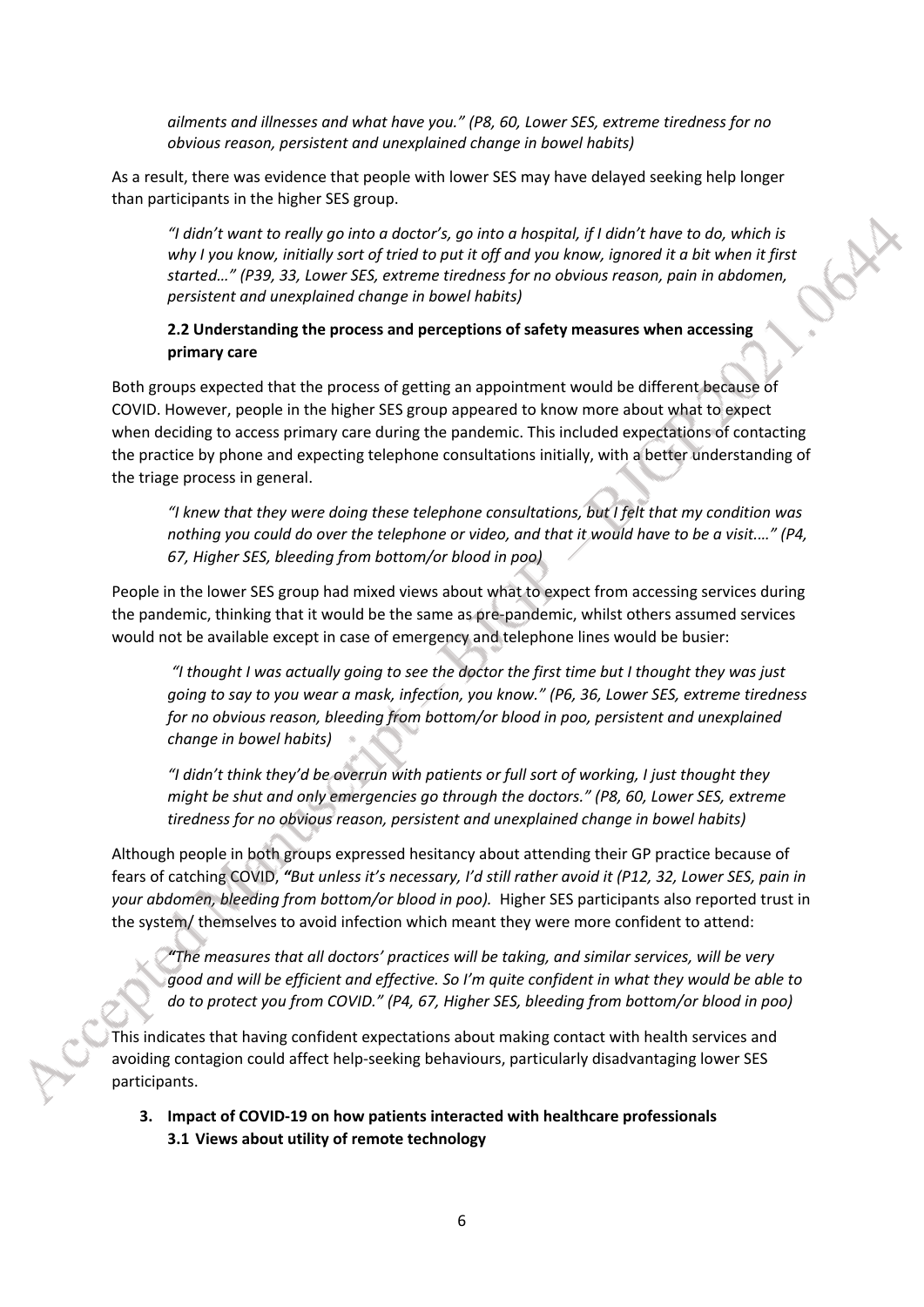*ailments and illnesses and what have you." (P8, 60, Lower SES, extreme tiredness for no obvious reason, persistent and unexplained change in bowel habits)*

As a result, there was evidence that people with lower SES may have delayed seeking help longer than participants in the higher SES group.

> *"I didn't want to really go into a doctor's, go into a hospital, if I didn't have to do, which is why I you know, initially sort of tried to put it off and you know, ignored it a bit when it first started…" (P39, 33, Lower SES, extreme tiredness for no obvious reason, pain in abdomen, persistent and unexplained change in bowel habits)*

### 2.2 Understanding the process and perceptions of safety measures when accessing primary care

Both groups expected that the process of getting an appointment would be different because of COVID. However, people in the higher SES group appeared to know more about what to expect when deciding to access primary care during the pandemic. This included expectations of contacting the practice by phone and expecting telephone consultations initially, with a better understanding of the triage process in general.

> *"I knew that they were doing these telephone consultations, but I felt that my condition was nothing you could do over the telephone or video, and that it would have to be a visit.…" (P4, 67, Higher SES, bleeding from bottom/or blood in poo)*

People in the lower SES group had mixed views about what to expect from accessing services during the pandemic, thinking that it would be the same as pre-pandemic, whilst others assumed services would not be available except in case of emergency and telephone lines would be busier:

> *"I thought I was actually going to see the doctor the first time but I thought they was just going to say to you wear a mask, infection, you know." (P6, 36, Lower SES, extreme tiredness for no obvious reason, bleeding from bottom/or blood in poo, persistent and unexplained change in bowel habits)*

> *"I didn't think they'd be overrun with patients or full sort of working, I just thought they might be shut and only emergencies go through the doctors." (P8, 60, Lower SES, extreme tiredness for no obvious reason, persistent and unexplained change in bowel habits)*

Although people in both groups expressed hesitancy about attending their GP practice because of fears of catching COVID, ***"****But unless it's necessary, I'd still rather avoid it (P12, 32, Lower SES, pain in your abdomen, bleeding from bottom/or blood in poo).* Higher SES participants also reported trust in the system/ themselves to avoid infection which meant they were more confident to attend:

> ***"****The measures that all doctors' practices will be taking, and similar services, will be very good and will be efficient and effective. So I'm quite confident in what they would be able to do to protect you from COVID." (P4, 67, Higher SES, bleeding from bottom/or blood in poo)*

This indicates that having confident expectations about making contact with health services and avoiding contagion could affect help-seeking behaviours, particularly disadvantaging lower SES participants.

## 3. Impact of COVID-19 on how patients interacted with healthcare professionals

### 3.1 Views about utility of remote technology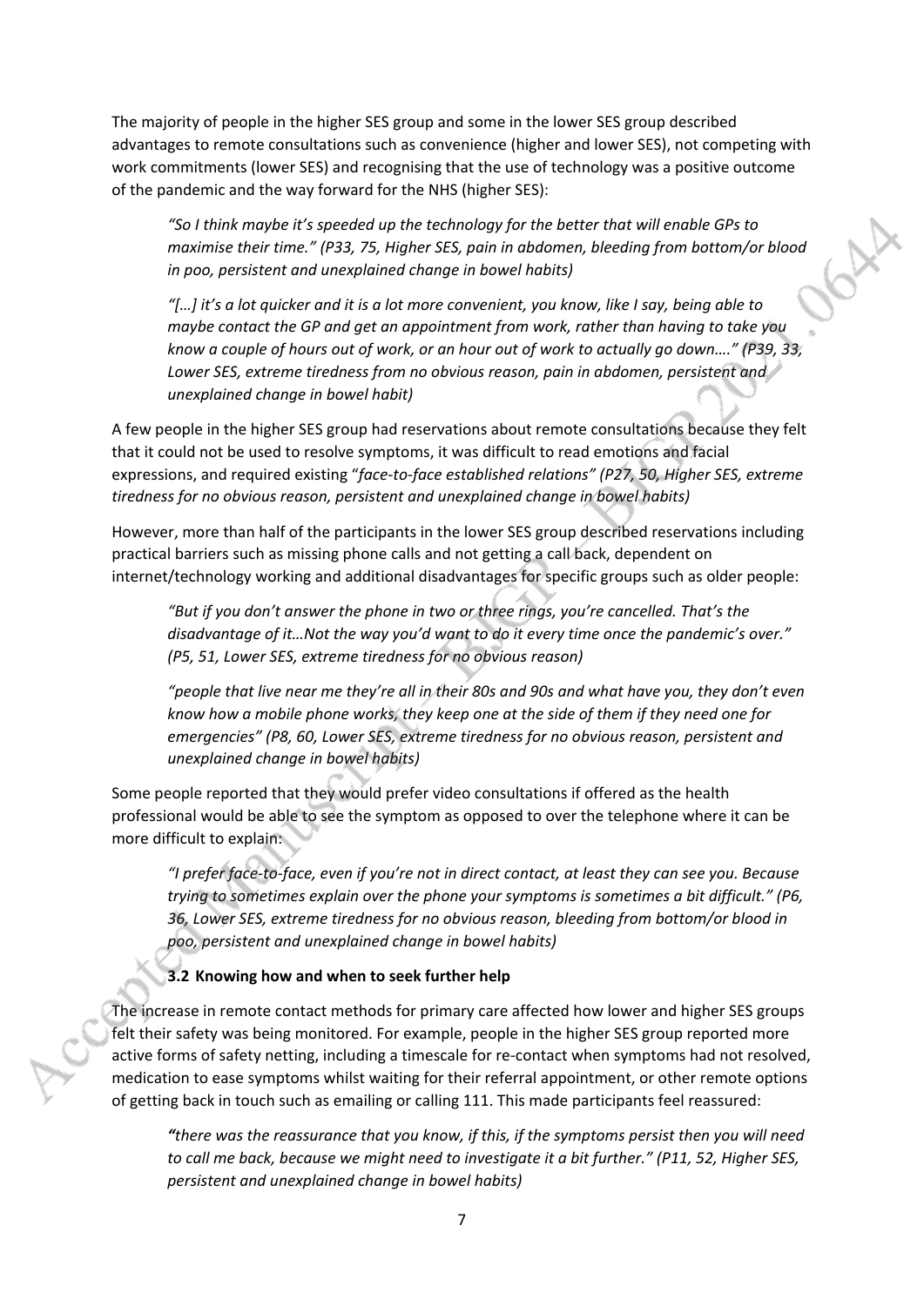The majority of people in the higher SES group and some in the lower SES group described advantages to remote consultations such as convenience (higher and lower SES), not competing with work commitments (lower SES) and recognising that the use of technology was a positive outcome of the pandemic and the way forward for the NHS (higher SES):

> *"So I think maybe it's speeded up the technology for the better that will enable GPs to maximise their time." (P33, 75, Higher SES, pain in abdomen, bleeding from bottom/or blood in poo, persistent and unexplained change in bowel habits)*

> *"[…] it's a lot quicker and it is a lot more convenient, you know, like I say, being able to maybe contact the GP and get an appointment from work, rather than having to take you know a couple of hours out of work, or an hour out of work to actually go down…." (P39, 33, Lower SES, extreme tiredness from no obvious reason, pain in abdomen, persistent and unexplained change in bowel habit)*

A few people in the higher SES group had reservations about remote consultations because they felt that it could not be used to resolve symptoms, it was difficult to read emotions and facial expressions, and required existing "*face-to-face established relations" (P27, 50, Higher SES, extreme tiredness for no obvious reason, persistent and unexplained change in bowel habits)*

However, more than half of the participants in the lower SES group described reservations including practical barriers such as missing phone calls and not getting a call back, dependent on internet/technology working and additional disadvantages for specific groups such as older people:

> *"But if you don't answer the phone in two or three rings, you're cancelled. That's the disadvantage of it…Not the way you'd want to do it every time once the pandemic's over." (P5, 51, Lower SES, extreme tiredness for no obvious reason)*

> *"people that live near me they're all in their 80s and 90s and what have you, they don't even know how a mobile phone works, they keep one at the side of them if they need one for emergencies" (P8, 60, Lower SES, extreme tiredness for no obvious reason, persistent and unexplained change in bowel habits)*

Some people reported that they would prefer video consultations if offered as the health professional would be able to see the symptom as opposed to over the telephone where it can be more difficult to explain:

> *"I prefer face-to-face, even if you're not in direct contact, at least they can see you. Because trying to sometimes explain over the phone your symptoms is sometimes a bit difficult." (P6, 36, Lower SES, extreme tiredness for no obvious reason, bleeding from bottom/or blood in poo, persistent and unexplained change in bowel habits)*

### 3.2 Knowing how and when to seek further help

The increase in remote contact methods for primary care affected how lower and higher SES groups felt their safety was being monitored. For example, people in the higher SES group reported more active forms of safety netting, including a timescale for re-contact when symptoms had not resolved, medication to ease symptoms whilst waiting for their referral appointment, or other remote options of getting back in touch such as emailing or calling 111. This made participants feel reassured:

> *"there was the reassurance that you know, if this, if the symptoms persist then you will need to call me back, because we might need to investigate it a bit further." (P11, 52, Higher SES, persistent and unexplained change in bowel habits)*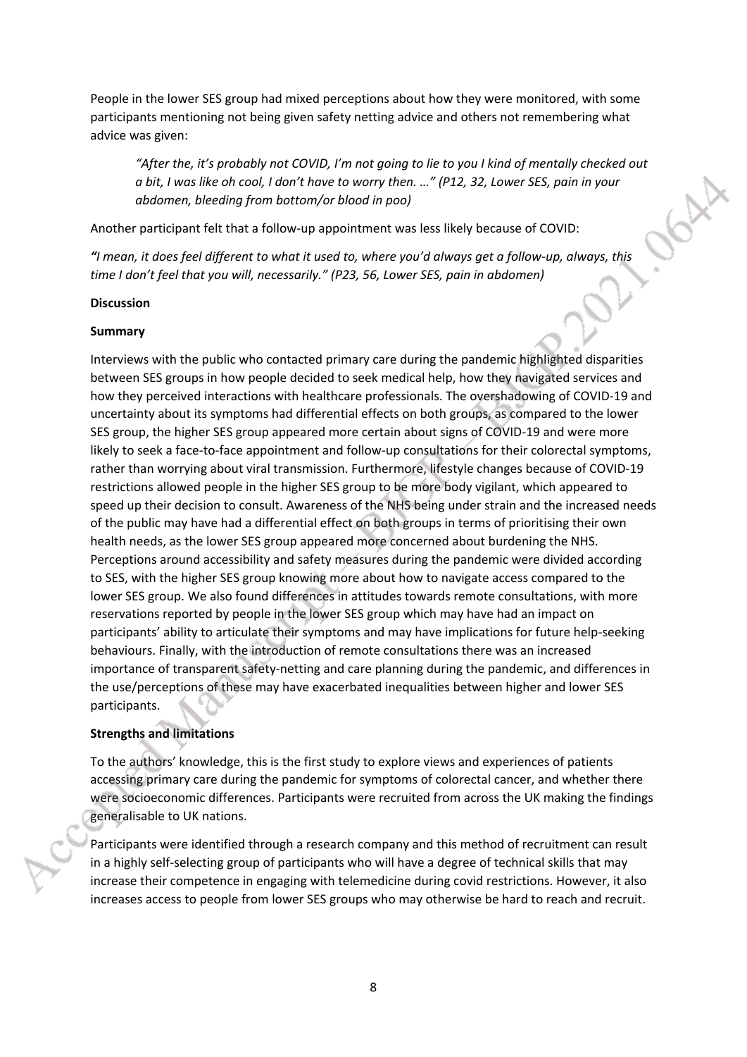People in the lower SES group had mixed perceptions about how they were monitored, with some participants mentioning not being given safety netting advice and others not remembering what advice was given:

> *"After the, it's probably not COVID, I'm not going to lie to you I kind of mentally checked out a bit, I was like oh cool, I don't have to worry then. …" (P12, 32, Lower SES, pain in your abdomen, bleeding from bottom/or blood in poo)*

Another participant felt that a follow-up appointment was less likely because of COVID:

*"I mean, it does feel different to what it used to, where you'd always get a follow-up, always, this time I don't feel that you will, necessarily." (P23, 56, Lower SES, pain in abdomen)*

## Discussion

### Summary

Interviews with the public who contacted primary care during the pandemic highlighted disparities between SES groups in how people decided to seek medical help, how they navigated services and how they perceived interactions with healthcare professionals. The overshadowing of COVID-19 and uncertainty about its symptoms had differential effects on both groups, as compared to the lower SES group, the higher SES group appeared more certain about signs of COVID-19 and were more likely to seek a face-to-face appointment and follow-up consultations for their colorectal symptoms, rather than worrying about viral transmission. Furthermore, lifestyle changes because of COVID-19 restrictions allowed people in the higher SES group to be more body vigilant, which appeared to speed up their decision to consult. Awareness of the NHS being under strain and the increased needs of the public may have had a differential effect on both groups in terms of prioritising their own health needs, as the lower SES group appeared more concerned about burdening the NHS. Perceptions around accessibility and safety measures during the pandemic were divided according to SES, with the higher SES group knowing more about how to navigate access compared to the lower SES group. We also found differences in attitudes towards remote consultations, with more reservations reported by people in the lower SES group which may have had an impact on participants' ability to articulate their symptoms and may have implications for future help-seeking behaviours. Finally, with the introduction of remote consultations there was an increased importance of transparent safety-netting and care planning during the pandemic, and differences in the use/perceptions of these may have exacerbated inequalities between higher and lower SES participants.

### Strengths and limitations

To the authors' knowledge, this is the first study to explore views and experiences of patients accessing primary care during the pandemic for symptoms of colorectal cancer, and whether there were socioeconomic differences. Participants were recruited from across the UK making the findings generalisable to UK nations.

Participants were identified through a research company and this method of recruitment can result in a highly self-selecting group of participants who will have a degree of technical skills that may increase their competence in engaging with telemedicine during covid restrictions. However, it also increases access to people from lower SES groups who may otherwise be hard to reach and recruit.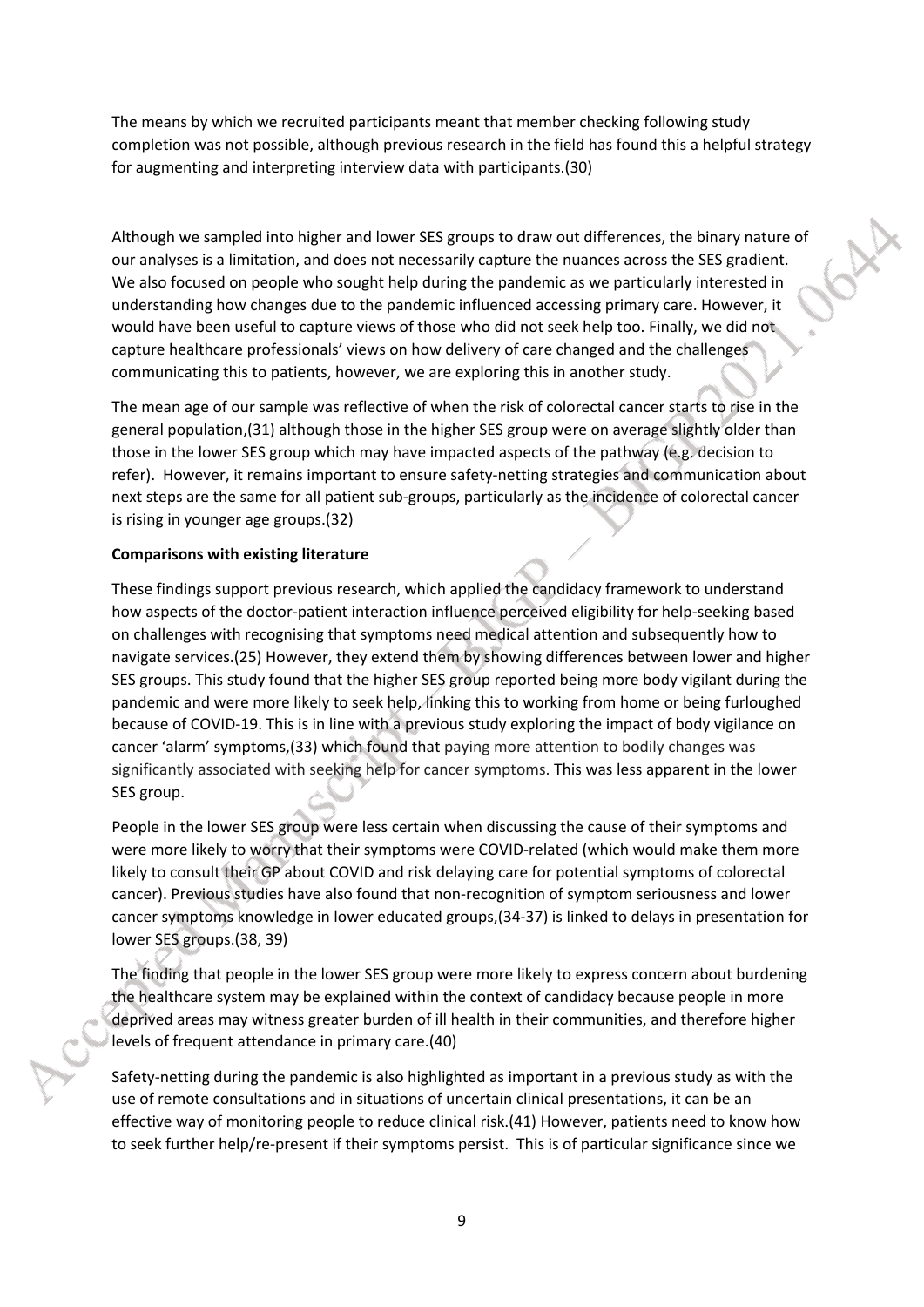The means by which we recruited participants meant that member checking following study completion was not possible, although previous research in the field has found this a helpful strategy for augmenting and interpreting interview data with participants.(30)

Although we sampled into higher and lower SES groups to draw out differences, the binary nature of our analyses is a limitation, and does not necessarily capture the nuances across the SES gradient. We also focused on people who sought help during the pandemic as we particularly interested in understanding how changes due to the pandemic influenced accessing primary care. However, it would have been useful to capture views of those who did not seek help too. Finally, we did not capture healthcare professionals' views on how delivery of care changed and the challenges communicating this to patients, however, we are exploring this in another study.

The mean age of our sample was reflective of when the risk of colorectal cancer starts to rise in the general population,(31) although those in the higher SES group were on average slightly older than those in the lower SES group which may have impacted aspects of the pathway (e.g. decision to refer). However, it remains important to ensure safety-netting strategies and communication about next steps are the same for all patient sub-groups, particularly as the incidence of colorectal cancer is rising in younger age groups.(32)

**Comparisons with existing literature**

These findings support previous research, which applied the candidacy framework to understand how aspects of the doctor-patient interaction influence perceived eligibility for help-seeking based on challenges with recognising that symptoms need medical attention and subsequently how to navigate services.(25) However, they extend them by showing differences between lower and higher SES groups. This study found that the higher SES group reported being more body vigilant during the pandemic and were more likely to seek help, linking this to working from home or being furloughed because of COVID-19. This is in line with a previous study exploring the impact of body vigilance on cancer 'alarm' symptoms,(33) which found that paying more attention to bodily changes was significantly associated with seeking help for cancer symptoms. This was less apparent in the lower SES group.

People in the lower SES group were less certain when discussing the cause of their symptoms and were more likely to worry that their symptoms were COVID-related (which would make them more likely to consult their GP about COVID and risk delaying care for potential symptoms of colorectal cancer). Previous studies have also found that non-recognition of symptom seriousness and lower cancer symptoms knowledge in lower educated groups,(34-37) is linked to delays in presentation for lower SES groups.(38, 39)

The finding that people in the lower SES group were more likely to express concern about burdening the healthcare system may be explained within the context of candidacy because people in more deprived areas may witness greater burden of ill health in their communities, and therefore higher levels of frequent attendance in primary care.(40)

Safety-netting during the pandemic is also highlighted as important in a previous study as with the use of remote consultations and in situations of uncertain clinical presentations, it can be an effective way of monitoring people to reduce clinical risk.(41) However, patients need to know how to seek further help/re-present if their symptoms persist. This is of particular significance since we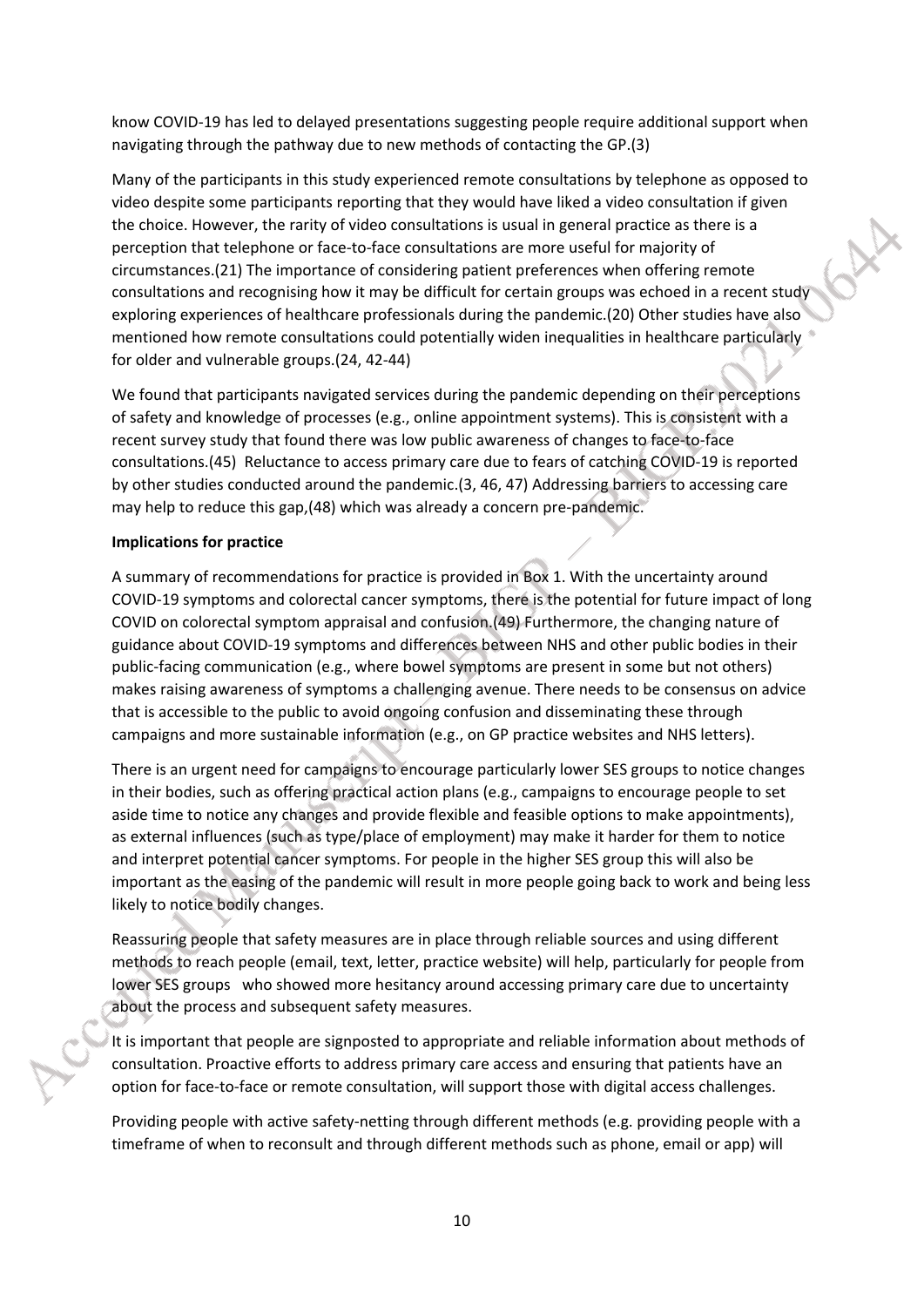know COVID-19 has led to delayed presentations suggesting people require additional support when navigating through the pathway due to new methods of contacting the GP.(3)

Many of the participants in this study experienced remote consultations by telephone as opposed to video despite some participants reporting that they would have liked a video consultation if given the choice. However, the rarity of video consultations is usual in general practice as there is a perception that telephone or face-to-face consultations are more useful for majority of circumstances.(21) The importance of considering patient preferences when offering remote consultations and recognising how it may be difficult for certain groups was echoed in a recent study exploring experiences of healthcare professionals during the pandemic.(20) Other studies have also mentioned how remote consultations could potentially widen inequalities in healthcare particularly for older and vulnerable groups.(24, 42-44)

We found that participants navigated services during the pandemic depending on their perceptions of safety and knowledge of processes (e.g., online appointment systems). This is consistent with a recent survey study that found there was low public awareness of changes to face-to-face consultations.(45) Reluctance to access primary care due to fears of catching COVID-19 is reported by other studies conducted around the pandemic.(3, 46, 47) Addressing barriers to accessing care may help to reduce this gap,(48) which was already a concern pre-pandemic.

**Implications for practice**

A summary of recommendations for practice is provided in Box 1. With the uncertainty around COVID-19 symptoms and colorectal cancer symptoms, there is the potential for future impact of long COVID on colorectal symptom appraisal and confusion.(49) Furthermore, the changing nature of guidance about COVID-19 symptoms and differences between NHS and other public bodies in their public-facing communication (e.g., where bowel symptoms are present in some but not others) makes raising awareness of symptoms a challenging avenue. There needs to be consensus on advice that is accessible to the public to avoid ongoing confusion and disseminating these through campaigns and more sustainable information (e.g., on GP practice websites and NHS letters).

There is an urgent need for campaigns to encourage particularly lower SES groups to notice changes in their bodies, such as offering practical action plans (e.g., campaigns to encourage people to set aside time to notice any changes and provide flexible and feasible options to make appointments), as external influences (such as type/place of employment) may make it harder for them to notice and interpret potential cancer symptoms. For people in the higher SES group this will also be important as the easing of the pandemic will result in more people going back to work and being less likely to notice bodily changes.

Reassuring people that safety measures are in place through reliable sources and using different methods to reach people (email, text, letter, practice website) will help, particularly for people from lower SES groups who showed more hesitancy around accessing primary care due to uncertainty about the process and subsequent safety measures.

It is important that people are signposted to appropriate and reliable information about methods of consultation. Proactive efforts to address primary care access and ensuring that patients have an option for face-to-face or remote consultation, will support those with digital access challenges.

Providing people with active safety-netting through different methods (e.g. providing people with a timeframe of when to reconsult and through different methods such as phone, email or app) will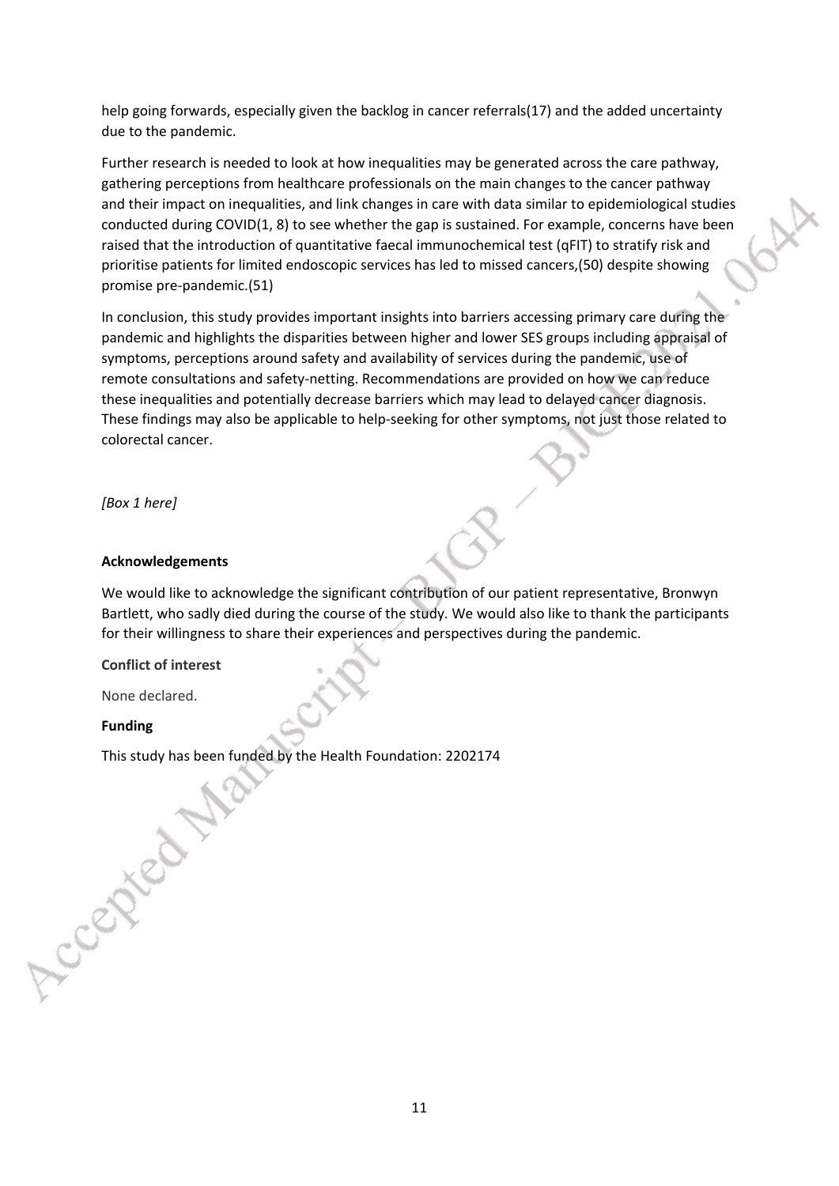help going forwards, especially given the backlog in cancer referrals(17) and the added uncertainty due to the pandemic.

Further research is needed to look at how inequalities may be generated across the care pathway, gathering perceptions from healthcare professionals on the main changes to the cancer pathway and their impact on inequalities, and link changes in care with data similar to epidemiological studies conducted during COVID(1, 8) to see whether the gap is sustained. For example, concerns have been raised that the introduction of quantitative faecal immunochemical test (qFIT) to stratify risk and prioritise patients for limited endoscopic services has led to missed cancers,(50) despite showing promise pre-pandemic.(51)

In conclusion, this study provides important insights into barriers accessing primary care during the pandemic and highlights the disparities between higher and lower SES groups including appraisal of symptoms, perceptions around safety and availability of services during the pandemic, use of remote consultations and safety-netting. Recommendations are provided on how we can reduce these inequalities and potentially decrease barriers which may lead to delayed cancer diagnosis. These findings may also be applicable to help-seeking for other symptoms, not just those related to colorectal cancer.

*[Box 1 here]*

**Acknowledgements**

We would like to acknowledge the significant contribution of our patient representative, Bronwyn Bartlett, who sadly died during the course of the study. We would also like to thank the participants for their willingness to share their experiences and perspectives during the pandemic.

**Conflict of interest**

None declared.

**Funding**

This study has been funded by the Health Foundation: 2202174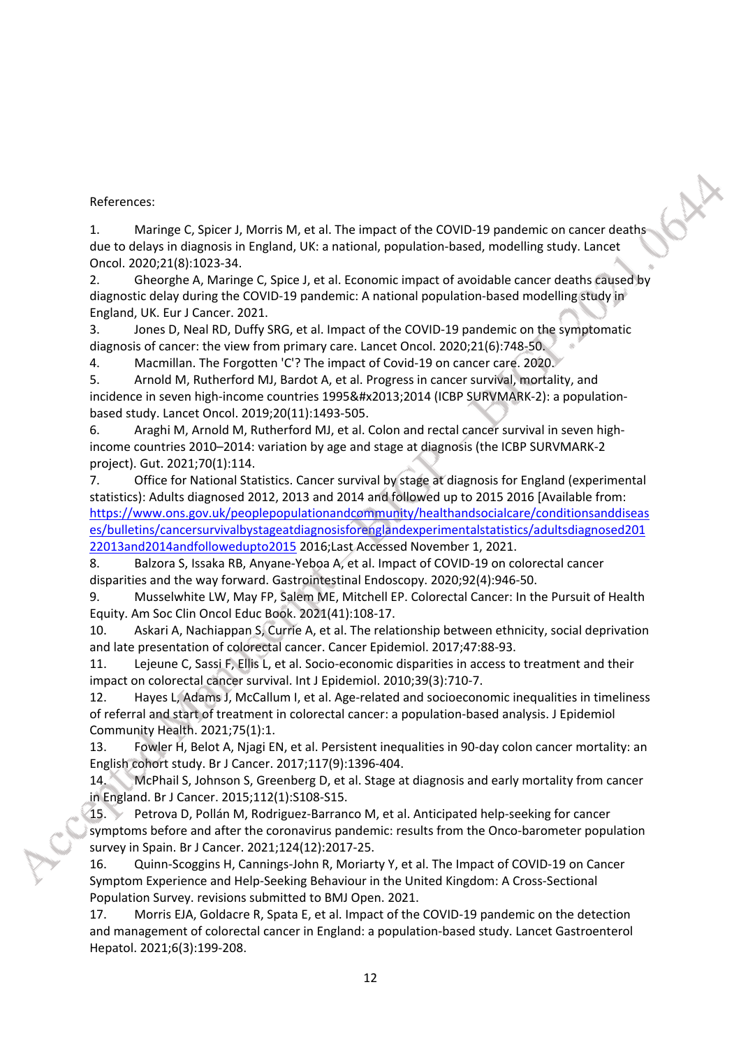References:

1. Maringe C, Spicer J, Morris M, et al. The impact of the COVID-19 pandemic on cancer deaths due to delays in diagnosis in England, UK: a national, population-based, modelling study. Lancet Oncol. 2020;21(8):1023-34.
2. Gheorghe A, Maringe C, Spice J, et al. Economic impact of avoidable cancer deaths caused by diagnostic delay during the COVID-19 pandemic: A national population-based modelling study in England, UK. Eur J Cancer. 2021.
3. Jones D, Neal RD, Duffy SRG, et al. Impact of the COVID-19 pandemic on the symptomatic diagnosis of cancer: the view from primary care. Lancet Oncol. 2020;21(6):748-50.
4. Macmillan. The Forgotten 'C'? The impact of Covid-19 on cancer care. 2020.
5. Arnold M, Rutherford MJ, Bardot A, et al. Progress in cancer survival, mortality, and incidence in seven high-income countries 1995&#x2013;2014 (ICBP SURVMARK-2): a population-based study. Lancet Oncol. 2019;20(11):1493-505.
6. Araghi M, Arnold M, Rutherford MJ, et al. Colon and rectal cancer survival in seven high-income countries 2010–2014: variation by age and stage at diagnosis (the ICBP SURVMARK-2 project). Gut. 2021;70(1):114.
7. Office for National Statistics. Cancer survival by stage at diagnosis for England (experimental statistics): Adults diagnosed 2012, 2013 and 2014 and followed up to 2015 2016 [Available from: https://www.ons.gov.uk/peoplepopulationandcommunity/healthandsocialcare/conditionsanddiseases/bulletins/cancersurvivalbystageatdiagnosisforenglandexperimentalstatistics/adultsdiagnosed20122013and2014andfollowedupto2015 2016;Last Accessed November 1, 2021.
8. Balzora S, Issaka RB, Anyane-Yeboa A, et al. Impact of COVID-19 on colorectal cancer disparities and the way forward. Gastrointestinal Endoscopy. 2020;92(4):946-50.
9. Musselwhite LW, May FP, Salem ME, Mitchell EP. Colorectal Cancer: In the Pursuit of Health Equity. Am Soc Clin Oncol Educ Book. 2021(41):108-17.
10. Askari A, Nachiappan S, Currie A, et al. The relationship between ethnicity, social deprivation and late presentation of colorectal cancer. Cancer Epidemiol. 2017;47:88-93.
11. Lejeune C, Sassi F, Ellis L, et al. Socio-economic disparities in access to treatment and their impact on colorectal cancer survival. Int J Epidemiol. 2010;39(3):710-7.
12. Hayes L, Adams J, McCallum I, et al. Age-related and socioeconomic inequalities in timeliness of referral and start of treatment in colorectal cancer: a population-based analysis. J Epidemiol Community Health. 2021;75(1):1.
13. Fowler H, Belot A, Njagi EN, et al. Persistent inequalities in 90-day colon cancer mortality: an English cohort study. Br J Cancer. 2017;117(9):1396-404.
14. McPhail S, Johnson S, Greenberg D, et al. Stage at diagnosis and early mortality from cancer in England. Br J Cancer. 2015;112(1):S108-S15.
15. Petrova D, Pollán M, Rodriguez-Barranco M, et al. Anticipated help-seeking for cancer symptoms before and after the coronavirus pandemic: results from the Onco-barometer population survey in Spain. Br J Cancer. 2021;124(12):2017-25.
16. Quinn-Scoggins H, Cannings-John R, Moriarty Y, et al. The Impact of COVID-19 on Cancer Symptom Experience and Help-Seeking Behaviour in the United Kingdom: A Cross-Sectional Population Survey. revisions submitted to BMJ Open. 2021.
17. Morris EJA, Goldacre R, Spata E, et al. Impact of the COVID-19 pandemic on the detection and management of colorectal cancer in England: a population-based study. Lancet Gastroenterol Hepatol. 2021;6(3):199-208.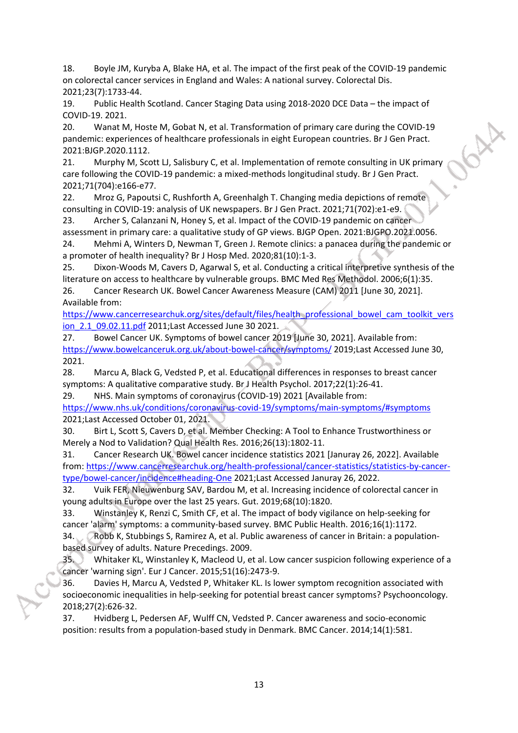18. Boyle JM, Kuryba A, Blake HA, et al. The impact of the first peak of the COVID-19 pandemic on colorectal cancer services in England and Wales: A national survey. Colorectal Dis. 2021;23(7):1733-44.
19. Public Health Scotland. Cancer Staging Data using 2018-2020 DCE Data – the impact of COVID-19. 2021.
20. Wanat M, Hoste M, Gobat N, et al. Transformation of primary care during the COVID-19 pandemic: experiences of healthcare professionals in eight European countries. Br J Gen Pract. 2021:BJGP.2020.1112.
21. Murphy M, Scott LJ, Salisbury C, et al. Implementation of remote consulting in UK primary care following the COVID-19 pandemic: a mixed-methods longitudinal study. Br J Gen Pract. 2021;71(704):e166-e77.
22. Mroz G, Papoutsi C, Rushforth A, Greenhalgh T. Changing media depictions of remote consulting in COVID-19: analysis of UK newspapers. Br J Gen Pract. 2021;71(702):e1-e9.
23. Archer S, Calanzani N, Honey S, et al. Impact of the COVID-19 pandemic on cancer assessment in primary care: a qualitative study of GP views. BJGP Open. 2021:BJGPO.2021.0056.
24. Mehmi A, Winters D, Newman T, Green J. Remote clinics: a panacea during the pandemic or a promoter of health inequality? Br J Hosp Med. 2020;81(10):1-3.
25. Dixon-Woods M, Cavers D, Agarwal S, et al. Conducting a critical interpretive synthesis of the literature on access to healthcare by vulnerable groups. BMC Med Res Methodol. 2006;6(1):35.
26. Cancer Research UK. Bowel Cancer Awareness Measure (CAM) 2011 [June 30, 2021]. Available from: https://www.cancerresearchuk.org/sites/default/files/health_professional_bowel_cam_toolkit_version_2.1_09.02.11.pdf 2011;Last Accessed June 30 2021.
27. Bowel Cancer UK. Symptoms of bowel cancer 2019 [June 30, 2021]. Available from: https://www.bowelcanceruk.org.uk/about-bowel-cancer/symptoms/ 2019;Last Accessed June 30, 2021.
28. Marcu A, Black G, Vedsted P, et al. Educational differences in responses to breast cancer symptoms: A qualitative comparative study. Br J Health Psychol. 2017;22(1):26-41.
29. NHS. Main symptoms of coronavirus (COVID-19) 2021 [Available from: https://www.nhs.uk/conditions/coronavirus-covid-19/symptoms/main-symptoms/#symptoms 2021;Last Accessed October 01, 2021.
30. Birt L, Scott S, Cavers D, et al. Member Checking: A Tool to Enhance Trustworthiness or Merely a Nod to Validation? Qual Health Res. 2016;26(13):1802-11.
31. Cancer Research UK. Bowel cancer incidence statistics 2021 [Januray 26, 2022]. Available from: https://www.cancerresearchuk.org/health-professional/cancer-statistics/statistics-by-cancer-type/bowel-cancer/incidence#heading-One 2021;Last Accessed Januray 26, 2022.
32. Vuik FER, Nieuwenburg SAV, Bardou M, et al. Increasing incidence of colorectal cancer in young adults in Europe over the last 25 years. Gut. 2019;68(10):1820.
33. Winstanley K, Renzi C, Smith CF, et al. The impact of body vigilance on help-seeking for cancer 'alarm' symptoms: a community-based survey. BMC Public Health. 2016;16(1):1172.
34. Robb K, Stubbings S, Ramirez A, et al. Public awareness of cancer in Britain: a population-based survey of adults. Nature Precedings. 2009.
35. Whitaker KL, Winstanley K, Macleod U, et al. Low cancer suspicion following experience of a cancer 'warning sign'. Eur J Cancer. 2015;51(16):2473-9.
36. Davies H, Marcu A, Vedsted P, Whitaker KL. Is lower symptom recognition associated with socioeconomic inequalities in help-seeking for potential breast cancer symptoms? Psychooncology. 2018;27(2):626-32.
37. Hvidberg L, Pedersen AF, Wulff CN, Vedsted P. Cancer awareness and socio-economic position: results from a population-based study in Denmark. BMC Cancer. 2014;14(1):581.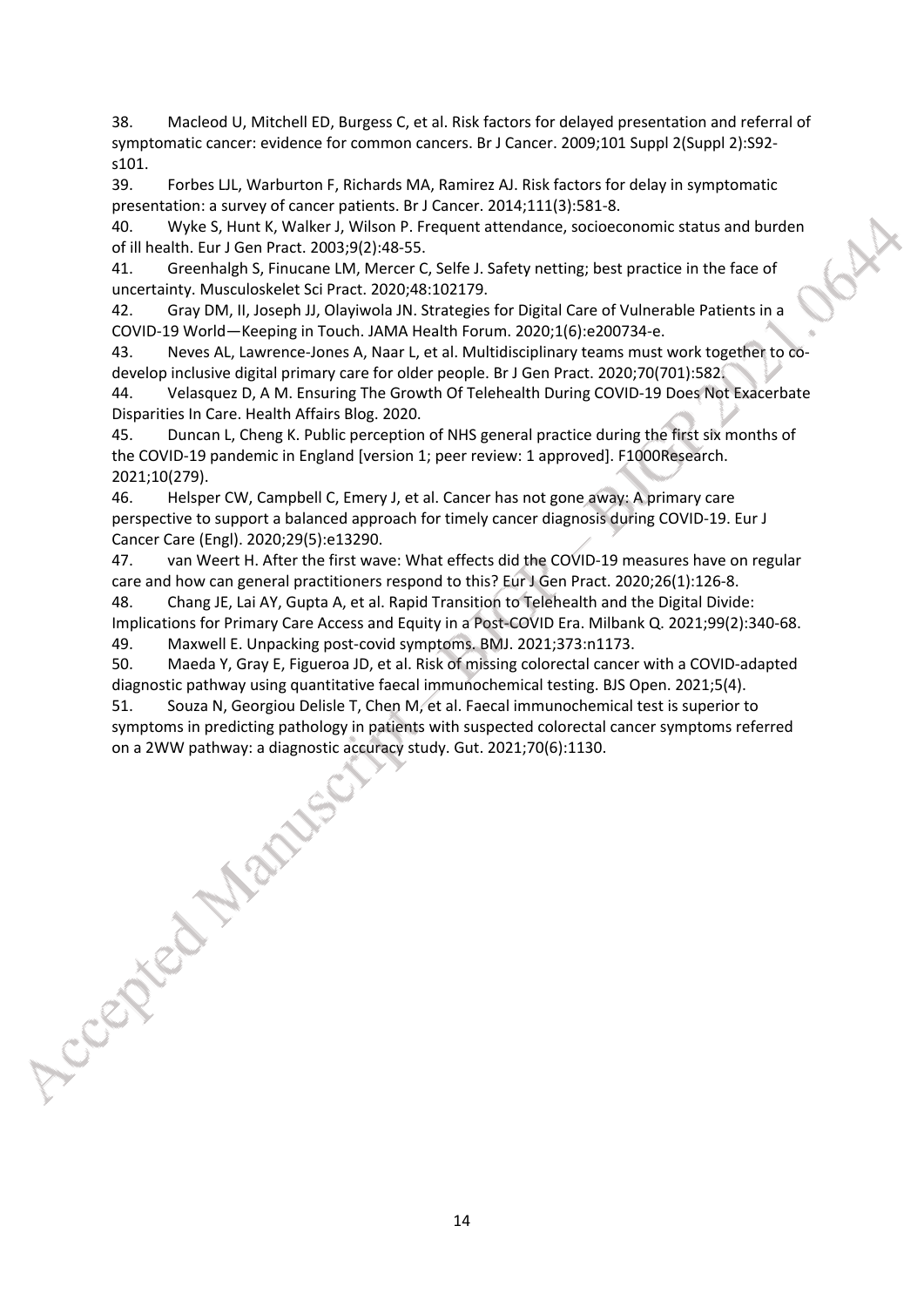38. Macleod U, Mitchell ED, Burgess C, et al. Risk factors for delayed presentation and referral of symptomatic cancer: evidence for common cancers. Br J Cancer. 2009;101 Suppl 2(Suppl 2):S92-s101.

39. Forbes LJL, Warburton F, Richards MA, Ramirez AJ. Risk factors for delay in symptomatic presentation: a survey of cancer patients. Br J Cancer. 2014;111(3):581-8.

40. Wyke S, Hunt K, Walker J, Wilson P. Frequent attendance, socioeconomic status and burden of ill health. Eur J Gen Pract. 2003;9(2):48-55.

41. Greenhalgh S, Finucane LM, Mercer C, Selfe J. Safety netting; best practice in the face of uncertainty. Musculoskelet Sci Pract. 2020;48:102179.

42. Gray DM, II, Joseph JJ, Olayiwola JN. Strategies for Digital Care of Vulnerable Patients in a COVID-19 World—Keeping in Touch. JAMA Health Forum. 2020;1(6):e200734-e.

43. Neves AL, Lawrence-Jones A, Naar L, et al. Multidisciplinary teams must work together to co-develop inclusive digital primary care for older people. Br J Gen Pract. 2020;70(701):582.

44. Velasquez D, A M. Ensuring The Growth Of Telehealth During COVID-19 Does Not Exacerbate Disparities In Care. Health Affairs Blog. 2020.

45. Duncan L, Cheng K. Public perception of NHS general practice during the first six months of the COVID-19 pandemic in England [version 1; peer review: 1 approved]. F1000Research. 2021;10(279).

46. Helsper CW, Campbell C, Emery J, et al. Cancer has not gone away: A primary care perspective to support a balanced approach for timely cancer diagnosis during COVID-19. Eur J Cancer Care (Engl). 2020;29(5):e13290.

47. van Weert H. After the first wave: What effects did the COVID-19 measures have on regular care and how can general practitioners respond to this? Eur J Gen Pract. 2020;26(1):126-8.

48. Chang JE, Lai AY, Gupta A, et al. Rapid Transition to Telehealth and the Digital Divide: Implications for Primary Care Access and Equity in a Post-COVID Era. Milbank Q. 2021;99(2):340-68.

49. Maxwell E. Unpacking post-covid symptoms. BMJ. 2021;373:n1173.

50. Maeda Y, Gray E, Figueroa JD, et al. Risk of missing colorectal cancer with a COVID-adapted diagnostic pathway using quantitative faecal immunochemical testing. BJS Open. 2021;5(4).

51. Souza N, Georgiou Delisle T, Chen M, et al. Faecal immunochemical test is superior to symptoms in predicting pathology in patients with suspected colorectal cancer symptoms referred on a 2WW pathway: a diagnostic accuracy study. Gut. 2021;70(6):1130.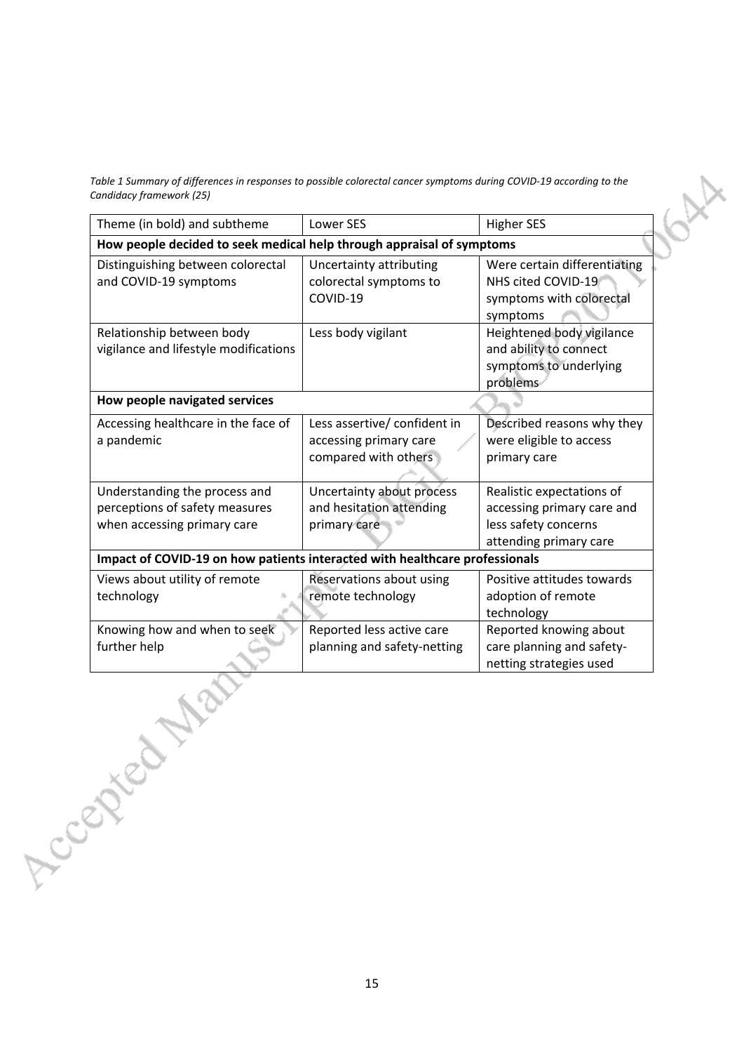*Table 1 Summary of differences in responses to possible colorectal cancer symptoms during COVID-19 according to the Candidacy framework (25)*

| Theme (in bold) and subtheme | Lower SES | Higher SES |
|---|---|---|
| **How people decided to seek medical help through appraisal of symptoms** | | |
| Distinguishing between colorectal and COVID-19 symptoms | Uncertainty attributing colorectal symptoms to COVID-19 | Were certain differentiating NHS cited COVID-19 symptoms with colorectal symptoms |
| Relationship between body vigilance and lifestyle modifications | Less body vigilant | Heightened body vigilance and ability to connect symptoms to underlying problems |
| **How people navigated services** | | |
| Accessing healthcare in the face of a pandemic | Less assertive/ confident in accessing primary care compared with others | Described reasons why they were eligible to access primary care |
| Understanding the process and perceptions of safety measures when accessing primary care | Uncertainty about process and hesitation attending primary care | Realistic expectations of accessing primary care and less safety concerns attending primary care |
| **Impact of COVID-19 on how patients interacted with healthcare professionals** | | |
| Views about utility of remote technology | Reservations about using remote technology | Positive attitudes towards adoption of remote technology |
| Knowing how and when to seek further help | Reported less active care planning and safety-netting | Reported knowing about care planning and safety-netting strategies used |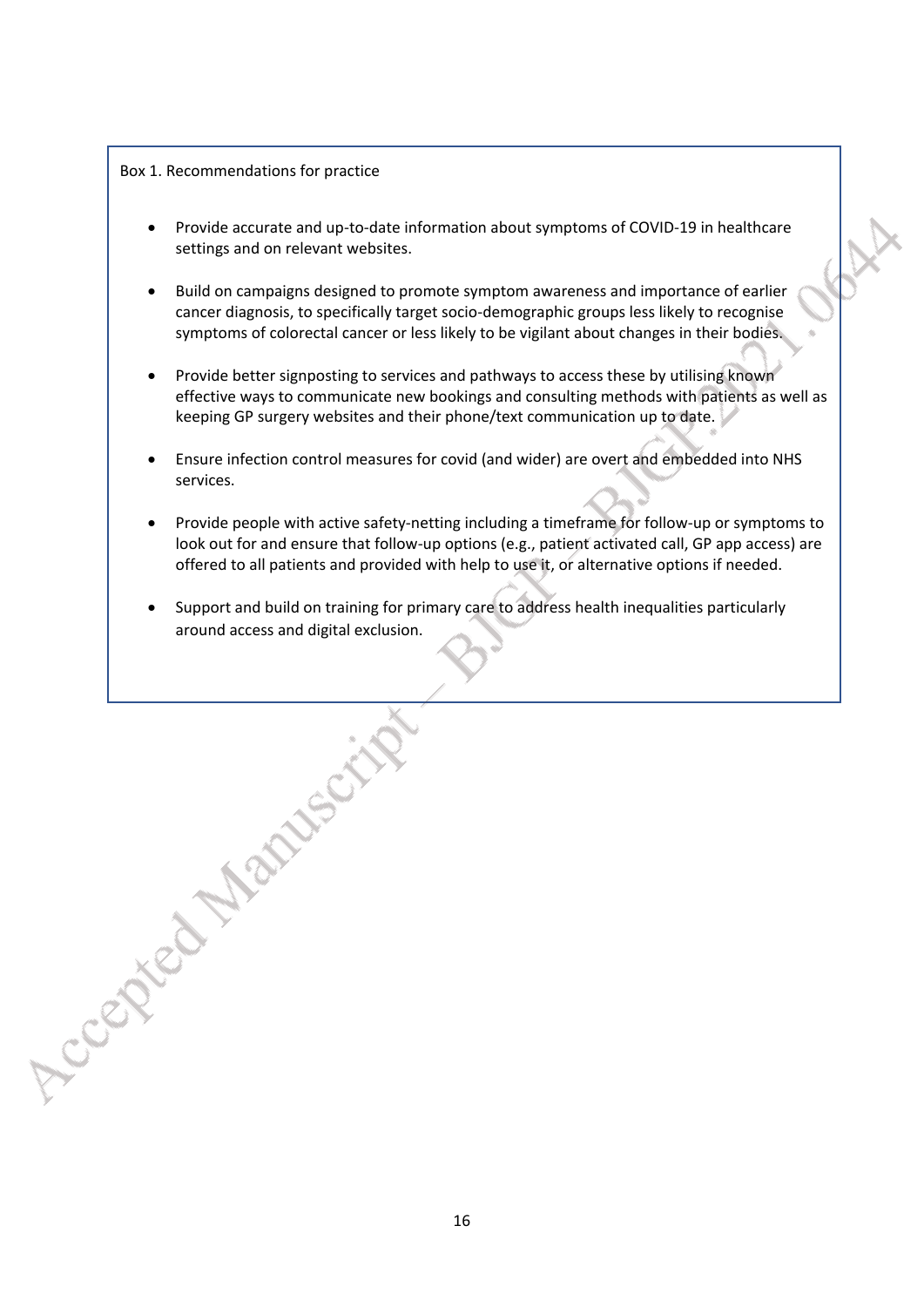Box 1. Recommendations for practice

- Provide accurate and up-to-date information about symptoms of COVID-19 in healthcare settings and on relevant websites.
- Build on campaigns designed to promote symptom awareness and importance of earlier cancer diagnosis, to specifically target socio-demographic groups less likely to recognise symptoms of colorectal cancer or less likely to be vigilant about changes in their bodies.
- Provide better signposting to services and pathways to access these by utilising known effective ways to communicate new bookings and consulting methods with patients as well as keeping GP surgery websites and their phone/text communication up to date.
- Ensure infection control measures for covid (and wider) are overt and embedded into NHS services.
- Provide people with active safety-netting including a timeframe for follow-up or symptoms to look out for and ensure that follow-up options (e.g., patient activated call, GP app access) are offered to all patients and provided with help to use it, or alternative options if needed.
- Support and build on training for primary care to address health inequalities particularly around access and digital exclusion.